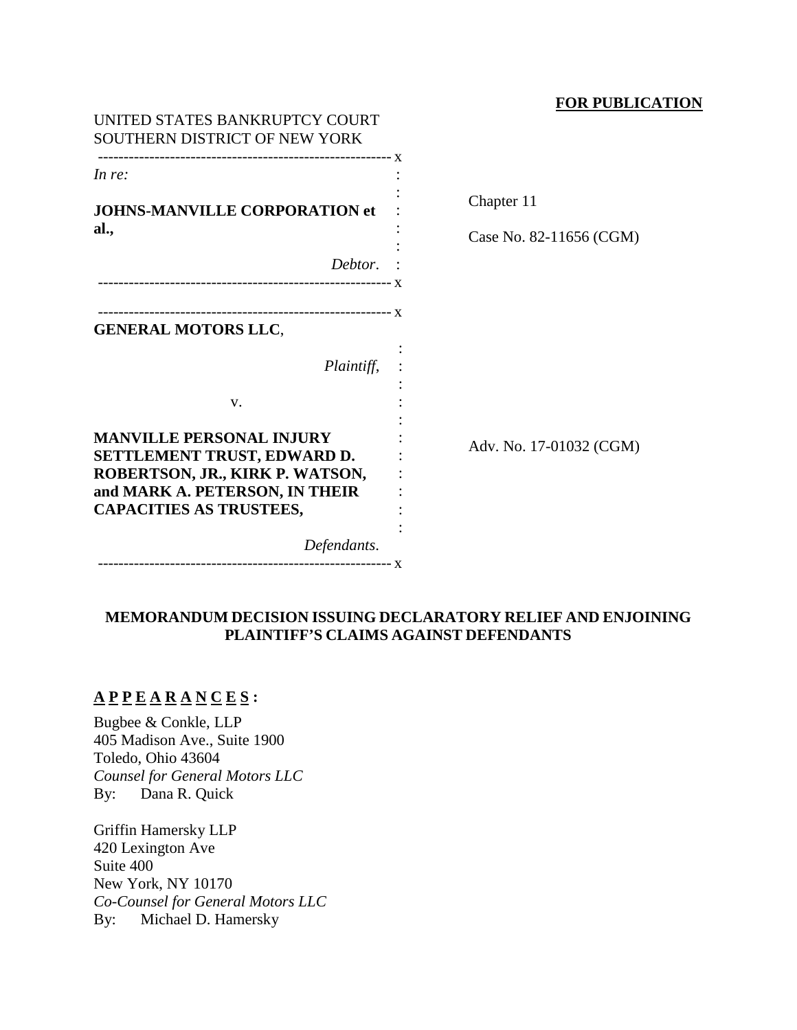**FOR PUBLICATION**

UNITED STATES BANKRUPTCY COURT
SOUTHERN DISTRICT OF NEW YORK

---

*In re:*

**JOHNS-MANVILLE CORPORATION et al.,**

*Debtor*.

Chapter 11

Case No. 82-11656 (CGM)

---

**GENERAL MOTORS LLC**,

*Plaintiff*,

v.

**MANVILLE PERSONAL INJURY SETTLEMENT TRUST, EDWARD D. ROBERTSON, JR., KIRK P. WATSON, and MARK A. PETERSON, IN THEIR CAPACITIES AS TRUSTEES,**

*Defendants*.

Adv. No. 17-01032 (CGM)

---

**MEMORANDUM DECISION ISSUING DECLARATORY RELIEF AND ENJOINING PLAINTIFF'S CLAIMS AGAINST DEFENDANTS**

**APPEARANCES:**

Bugbee & Conkle, LLP
405 Madison Ave., Suite 1900
Toledo, Ohio 43604
*Counsel for General Motors LLC*
By: Dana R. Quick

Griffin Hamersky LLP
420 Lexington Ave
Suite 400
New York, NY 10170
*Co-Counsel for General Motors LLC*
By: Michael D. Hamersky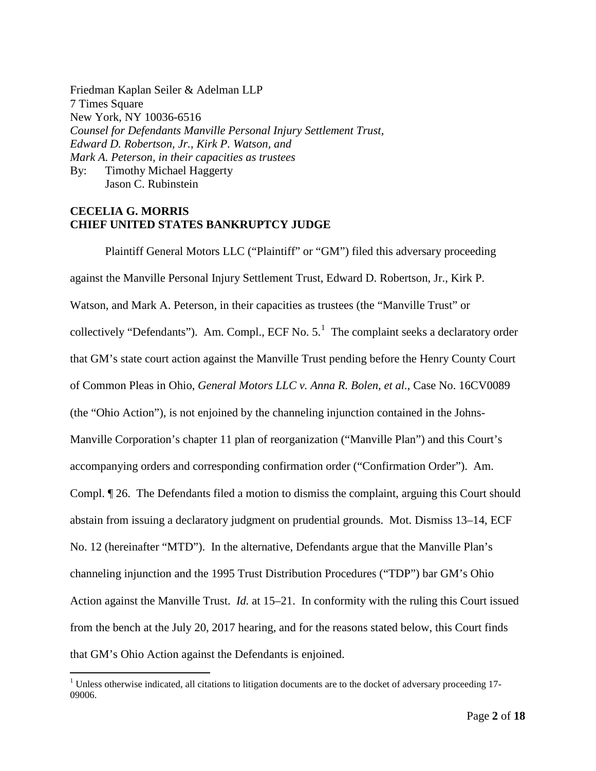Friedman Kaplan Seiler & Adelman LLP
7 Times Square
New York, NY 10036-6516
*Counsel for Defendants Manville Personal Injury Settlement Trust, Edward D. Robertson, Jr., Kirk P. Watson, and Mark A. Peterson, in their capacities as trustees*
By: Timothy Michael Haggerty
Jason C. Rubinstein

**CECELIA G. MORRIS**
**CHIEF UNITED STATES BANKRUPTCY JUDGE**

Plaintiff General Motors LLC ("Plaintiff" or "GM") filed this adversary proceeding against the Manville Personal Injury Settlement Trust, Edward D. Robertson, Jr., Kirk P. Watson, and Mark A. Peterson, in their capacities as trustees (the "Manville Trust" or collectively "Defendants"). Am. Compl., ECF No. 5.[1] The complaint seeks a declaratory order that GM's state court action against the Manville Trust pending before the Henry County Court of Common Pleas in Ohio, *General Motors LLC v. Anna R. Bolen, et al.*, Case No. 16CV0089 (the "Ohio Action"), is not enjoined by the channeling injunction contained in the Johns-Manville Corporation's chapter 11 plan of reorganization ("Manville Plan") and this Court's accompanying orders and corresponding confirmation order ("Confirmation Order"). Am. Compl. ¶ 26. The Defendants filed a motion to dismiss the complaint, arguing this Court should abstain from issuing a declaratory judgment on prudential grounds. Mot. Dismiss 13–14, ECF No. 12 (hereinafter "MTD"). In the alternative, Defendants argue that the Manville Plan's channeling injunction and the 1995 Trust Distribution Procedures ("TDP") bar GM's Ohio Action against the Manville Trust. *Id.* at 15–21. In conformity with the ruling this Court issued from the bench at the July 20, 2017 hearing, and for the reasons stated below, this Court finds that GM's Ohio Action against the Defendants is enjoined.

[1] Unless otherwise indicated, all citations to litigation documents are to the docket of adversary proceeding 17-09006.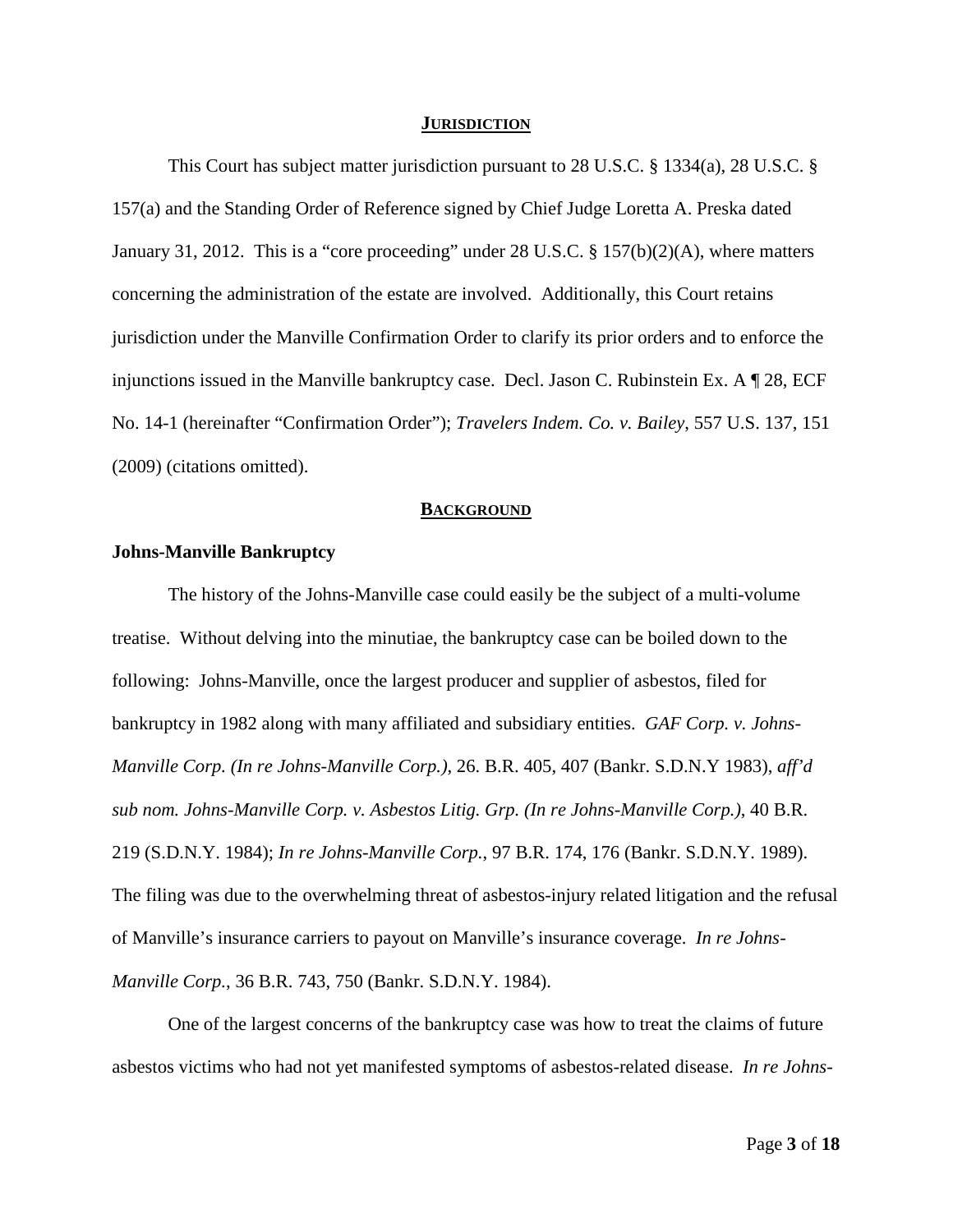## JURISDICTION

This Court has subject matter jurisdiction pursuant to 28 U.S.C. § 1334(a), 28 U.S.C. § 157(a) and the Standing Order of Reference signed by Chief Judge Loretta A. Preska dated January 31, 2012. This is a "core proceeding" under 28 U.S.C. § 157(b)(2)(A), where matters concerning the administration of the estate are involved. Additionally, this Court retains jurisdiction under the Manville Confirmation Order to clarify its prior orders and to enforce the injunctions issued in the Manville bankruptcy case. Decl. Jason C. Rubinstein Ex. A ¶ 28, ECF No. 14-1 (hereinafter "Confirmation Order"); *Travelers Indem. Co. v. Bailey*, 557 U.S. 137, 151 (2009) (citations omitted).

## BACKGROUND

### Johns-Manville Bankruptcy

The history of the Johns-Manville case could easily be the subject of a multi-volume treatise. Without delving into the minutiae, the bankruptcy case can be boiled down to the following: Johns-Manville, once the largest producer and supplier of asbestos, filed for bankruptcy in 1982 along with many affiliated and subsidiary entities. *GAF Corp. v. Johns-Manville Corp. (In re Johns-Manville Corp.)*, 26. B.R. 405, 407 (Bankr. S.D.N.Y 1983), *aff'd sub nom. Johns-Manville Corp. v. Asbestos Litig. Grp. (In re Johns-Manville Corp.)*, 40 B.R. 219 (S.D.N.Y. 1984); *In re Johns-Manville Corp.*, 97 B.R. 174, 176 (Bankr. S.D.N.Y. 1989). The filing was due to the overwhelming threat of asbestos-injury related litigation and the refusal of Manville's insurance carriers to payout on Manville's insurance coverage. *In re Johns-Manville Corp.*, 36 B.R. 743, 750 (Bankr. S.D.N.Y. 1984).

One of the largest concerns of the bankruptcy case was how to treat the claims of future asbestos victims who had not yet manifested symptoms of asbestos-related disease. *In re Johns-*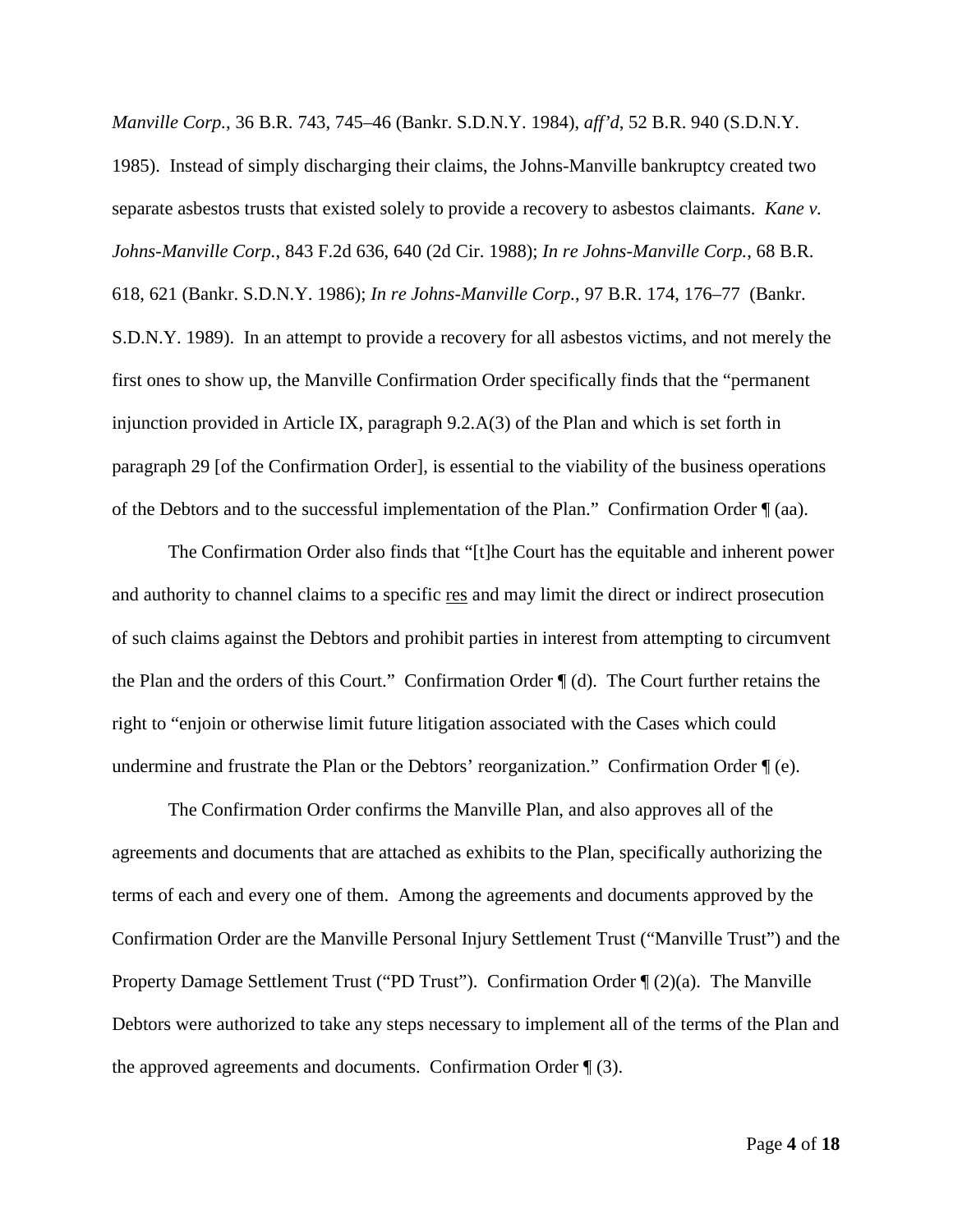*Manville Corp.*, 36 B.R. 743, 745–46 (Bankr. S.D.N.Y. 1984), *aff'd*, 52 B.R. 940 (S.D.N.Y. 1985). Instead of simply discharging their claims, the Johns-Manville bankruptcy created two separate asbestos trusts that existed solely to provide a recovery to asbestos claimants. *Kane v. Johns-Manville Corp.*, 843 F.2d 636, 640 (2d Cir. 1988); *In re Johns-Manville Corp.*, 68 B.R. 618, 621 (Bankr. S.D.N.Y. 1986); *In re Johns-Manville Corp.*, 97 B.R. 174, 176–77 (Bankr. S.D.N.Y. 1989). In an attempt to provide a recovery for all asbestos victims, and not merely the first ones to show up, the Manville Confirmation Order specifically finds that the "permanent injunction provided in Article IX, paragraph 9.2.A(3) of the Plan and which is set forth in paragraph 29 [of the Confirmation Order], is essential to the viability of the business operations of the Debtors and to the successful implementation of the Plan." Confirmation Order ¶ (aa).

The Confirmation Order also finds that "[t]he Court has the equitable and inherent power and authority to channel claims to a specific res and may limit the direct or indirect prosecution of such claims against the Debtors and prohibit parties in interest from attempting to circumvent the Plan and the orders of this Court." Confirmation Order ¶ (d). The Court further retains the right to "enjoin or otherwise limit future litigation associated with the Cases which could undermine and frustrate the Plan or the Debtors' reorganization." Confirmation Order ¶ (e).

The Confirmation Order confirms the Manville Plan, and also approves all of the agreements and documents that are attached as exhibits to the Plan, specifically authorizing the terms of each and every one of them. Among the agreements and documents approved by the Confirmation Order are the Manville Personal Injury Settlement Trust ("Manville Trust") and the Property Damage Settlement Trust ("PD Trust"). Confirmation Order ¶ (2)(a). The Manville Debtors were authorized to take any steps necessary to implement all of the terms of the Plan and the approved agreements and documents. Confirmation Order ¶ (3).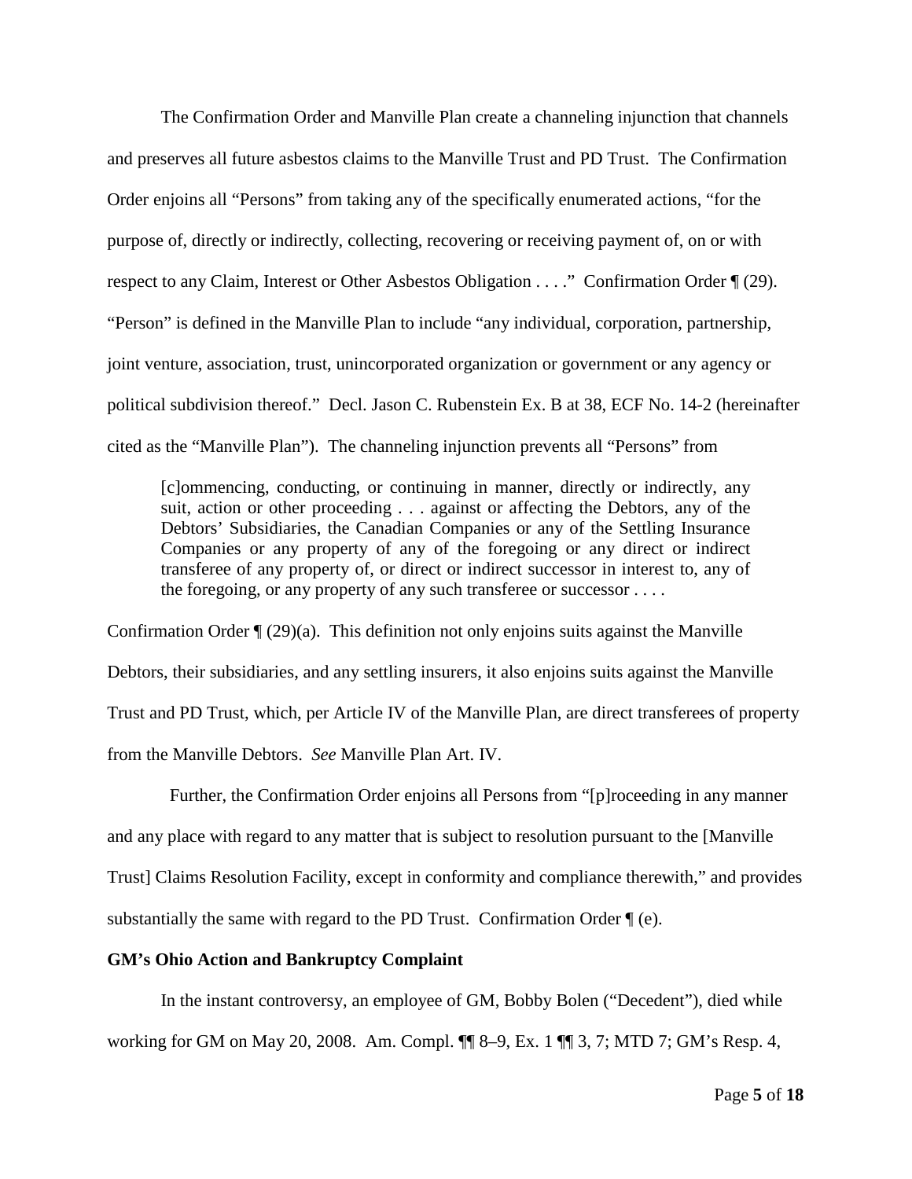The Confirmation Order and Manville Plan create a channeling injunction that channels and preserves all future asbestos claims to the Manville Trust and PD Trust. The Confirmation Order enjoins all "Persons" from taking any of the specifically enumerated actions, "for the purpose of, directly or indirectly, collecting, recovering or receiving payment of, on or with respect to any Claim, Interest or Other Asbestos Obligation . . . ." Confirmation Order ¶ (29). "Person" is defined in the Manville Plan to include "any individual, corporation, partnership, joint venture, association, trust, unincorporated organization or government or any agency or political subdivision thereof." Decl. Jason C. Rubenstein Ex. B at 38, ECF No. 14-2 (hereinafter cited as the "Manville Plan"). The channeling injunction prevents all "Persons" from

> [c]ommencing, conducting, or continuing in manner, directly or indirectly, any suit, action or other proceeding . . . against or affecting the Debtors, any of the Debtors' Subsidiaries, the Canadian Companies or any of the Settling Insurance Companies or any property of any of the foregoing or any direct or indirect transferee of any property of, or direct or indirect successor in interest to, any of the foregoing, or any property of any such transferee or successor . . . .

Confirmation Order ¶ (29)(a). This definition not only enjoins suits against the Manville Debtors, their subsidiaries, and any settling insurers, it also enjoins suits against the Manville Trust and PD Trust, which, per Article IV of the Manville Plan, are direct transferees of property from the Manville Debtors. *See* Manville Plan Art. IV.

Further, the Confirmation Order enjoins all Persons from "[p]roceeding in any manner and any place with regard to any matter that is subject to resolution pursuant to the [Manville Trust] Claims Resolution Facility, except in conformity and compliance therewith," and provides substantially the same with regard to the PD Trust. Confirmation Order ¶ (e).

**GM's Ohio Action and Bankruptcy Complaint**

In the instant controversy, an employee of GM, Bobby Bolen ("Decedent"), died while working for GM on May 20, 2008. Am. Compl. ¶¶ 8–9, Ex. 1 ¶¶ 3, 7; MTD 7; GM's Resp. 4,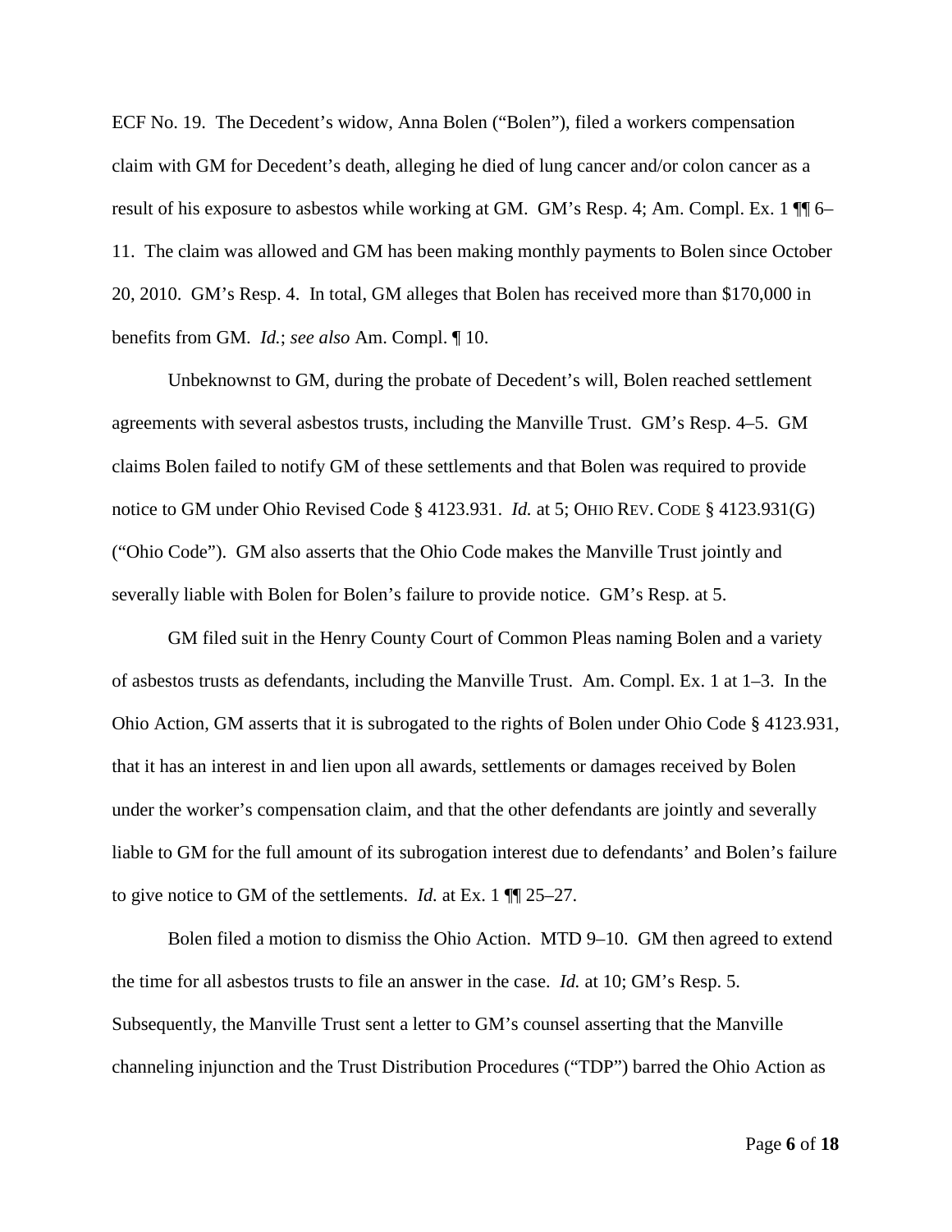ECF No. 19. The Decedent's widow, Anna Bolen ("Bolen"), filed a workers compensation claim with GM for Decedent's death, alleging he died of lung cancer and/or colon cancer as a result of his exposure to asbestos while working at GM. GM's Resp. 4; Am. Compl. Ex. 1 ¶¶ 6–11. The claim was allowed and GM has been making monthly payments to Bolen since October 20, 2010. GM's Resp. 4. In total, GM alleges that Bolen has received more than $170,000 in benefits from GM. *Id.*; *see also* Am. Compl. ¶ 10.

Unbeknownst to GM, during the probate of Decedent's will, Bolen reached settlement agreements with several asbestos trusts, including the Manville Trust. GM's Resp. 4–5. GM claims Bolen failed to notify GM of these settlements and that Bolen was required to provide notice to GM under Ohio Revised Code § 4123.931. *Id.* at 5; OHIO REV. CODE § 4123.931(G) ("Ohio Code"). GM also asserts that the Ohio Code makes the Manville Trust jointly and severally liable with Bolen for Bolen's failure to provide notice. GM's Resp. at 5.

GM filed suit in the Henry County Court of Common Pleas naming Bolen and a variety of asbestos trusts as defendants, including the Manville Trust. Am. Compl. Ex. 1 at 1–3. In the Ohio Action, GM asserts that it is subrogated to the rights of Bolen under Ohio Code § 4123.931, that it has an interest in and lien upon all awards, settlements or damages received by Bolen under the worker's compensation claim, and that the other defendants are jointly and severally liable to GM for the full amount of its subrogation interest due to defendants' and Bolen's failure to give notice to GM of the settlements. *Id.* at Ex. 1 ¶¶ 25–27.

Bolen filed a motion to dismiss the Ohio Action. MTD 9–10. GM then agreed to extend the time for all asbestos trusts to file an answer in the case. *Id.* at 10; GM's Resp. 5. Subsequently, the Manville Trust sent a letter to GM's counsel asserting that the Manville channeling injunction and the Trust Distribution Procedures ("TDP") barred the Ohio Action as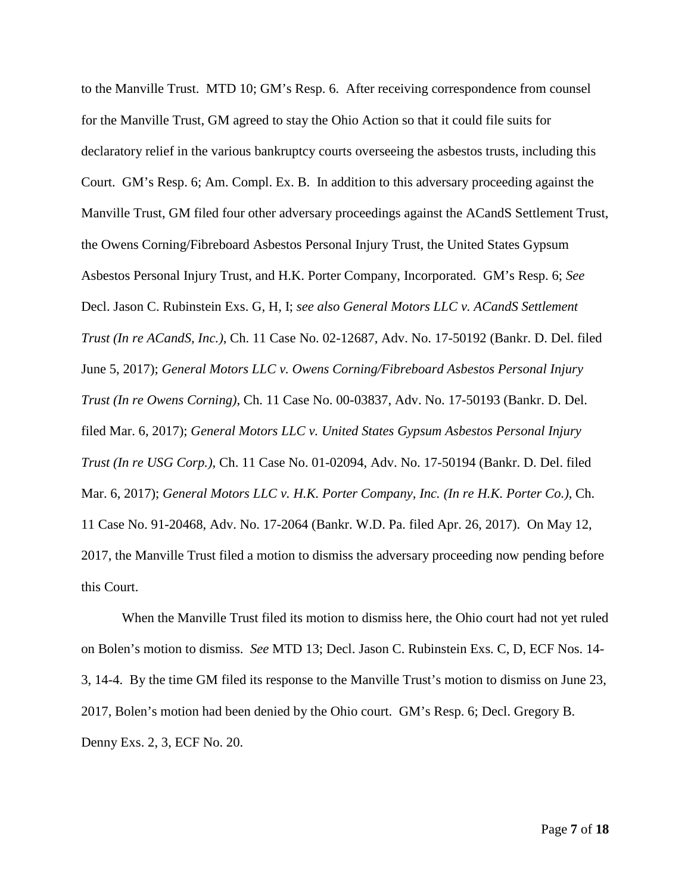to the Manville Trust. MTD 10; GM's Resp. 6. After receiving correspondence from counsel for the Manville Trust, GM agreed to stay the Ohio Action so that it could file suits for declaratory relief in the various bankruptcy courts overseeing the asbestos trusts, including this Court. GM's Resp. 6; Am. Compl. Ex. B. In addition to this adversary proceeding against the Manville Trust, GM filed four other adversary proceedings against the ACandS Settlement Trust, the Owens Corning/Fibreboard Asbestos Personal Injury Trust, the United States Gypsum Asbestos Personal Injury Trust, and H.K. Porter Company, Incorporated. GM's Resp. 6; *See* Decl. Jason C. Rubinstein Exs. G, H, I; *see also General Motors LLC v. ACandS Settlement Trust (In re ACandS, Inc.)*, Ch. 11 Case No. 02-12687, Adv. No. 17-50192 (Bankr. D. Del. filed June 5, 2017); *General Motors LLC v. Owens Corning/Fibreboard Asbestos Personal Injury Trust (In re Owens Corning)*, Ch. 11 Case No. 00-03837, Adv. No. 17-50193 (Bankr. D. Del. filed Mar. 6, 2017); *General Motors LLC v. United States Gypsum Asbestos Personal Injury Trust (In re USG Corp.)*, Ch. 11 Case No. 01-02094, Adv. No. 17-50194 (Bankr. D. Del. filed Mar. 6, 2017); *General Motors LLC v. H.K. Porter Company, Inc. (In re H.K. Porter Co.)*, Ch. 11 Case No. 91-20468, Adv. No. 17-2064 (Bankr. W.D. Pa. filed Apr. 26, 2017). On May 12, 2017, the Manville Trust filed a motion to dismiss the adversary proceeding now pending before this Court.

When the Manville Trust filed its motion to dismiss here, the Ohio court had not yet ruled on Bolen's motion to dismiss. *See* MTD 13; Decl. Jason C. Rubinstein Exs. C, D, ECF Nos. 14-3, 14-4. By the time GM filed its response to the Manville Trust's motion to dismiss on June 23, 2017, Bolen's motion had been denied by the Ohio court. GM's Resp. 6; Decl. Gregory B. Denny Exs. 2, 3, ECF No. 20.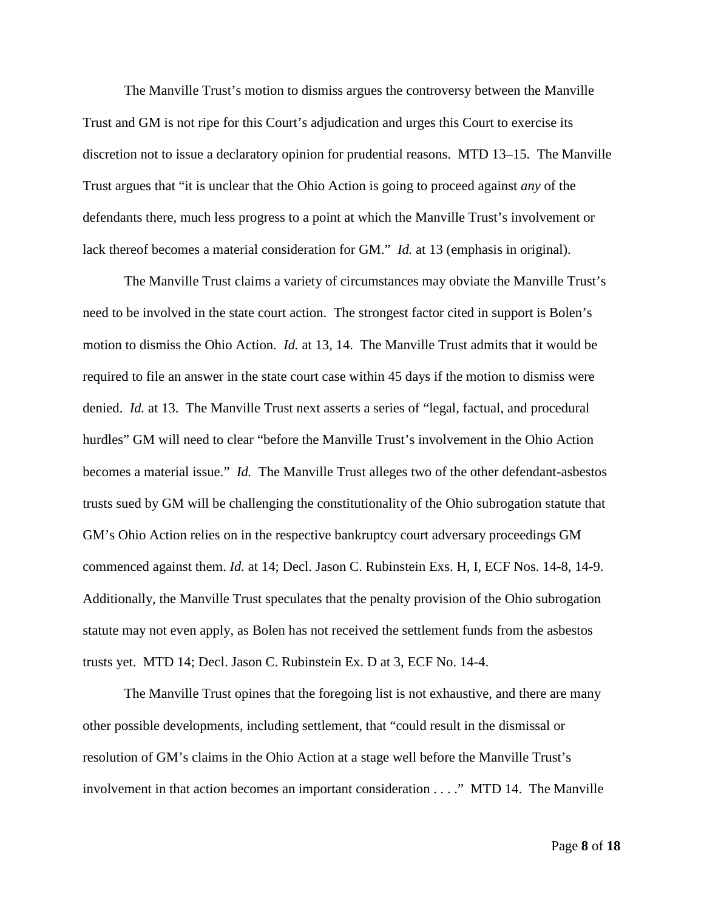The Manville Trust's motion to dismiss argues the controversy between the Manville Trust and GM is not ripe for this Court's adjudication and urges this Court to exercise its discretion not to issue a declaratory opinion for prudential reasons. MTD 13–15. The Manville Trust argues that "it is unclear that the Ohio Action is going to proceed against *any* of the defendants there, much less progress to a point at which the Manville Trust's involvement or lack thereof becomes a material consideration for GM." *Id.* at 13 (emphasis in original).

The Manville Trust claims a variety of circumstances may obviate the Manville Trust's need to be involved in the state court action. The strongest factor cited in support is Bolen's motion to dismiss the Ohio Action. *Id.* at 13, 14. The Manville Trust admits that it would be required to file an answer in the state court case within 45 days if the motion to dismiss were denied. *Id.* at 13. The Manville Trust next asserts a series of "legal, factual, and procedural hurdles" GM will need to clear "before the Manville Trust's involvement in the Ohio Action becomes a material issue." *Id.* The Manville Trust alleges two of the other defendant-asbestos trusts sued by GM will be challenging the constitutionality of the Ohio subrogation statute that GM's Ohio Action relies on in the respective bankruptcy court adversary proceedings GM commenced against them. *Id.* at 14; Decl. Jason C. Rubinstein Exs. H, I, ECF Nos. 14-8, 14-9. Additionally, the Manville Trust speculates that the penalty provision of the Ohio subrogation statute may not even apply, as Bolen has not received the settlement funds from the asbestos trusts yet. MTD 14; Decl. Jason C. Rubinstein Ex. D at 3, ECF No. 14-4.

The Manville Trust opines that the foregoing list is not exhaustive, and there are many other possible developments, including settlement, that "could result in the dismissal or resolution of GM's claims in the Ohio Action at a stage well before the Manville Trust's involvement in that action becomes an important consideration . . . ." MTD 14. The Manville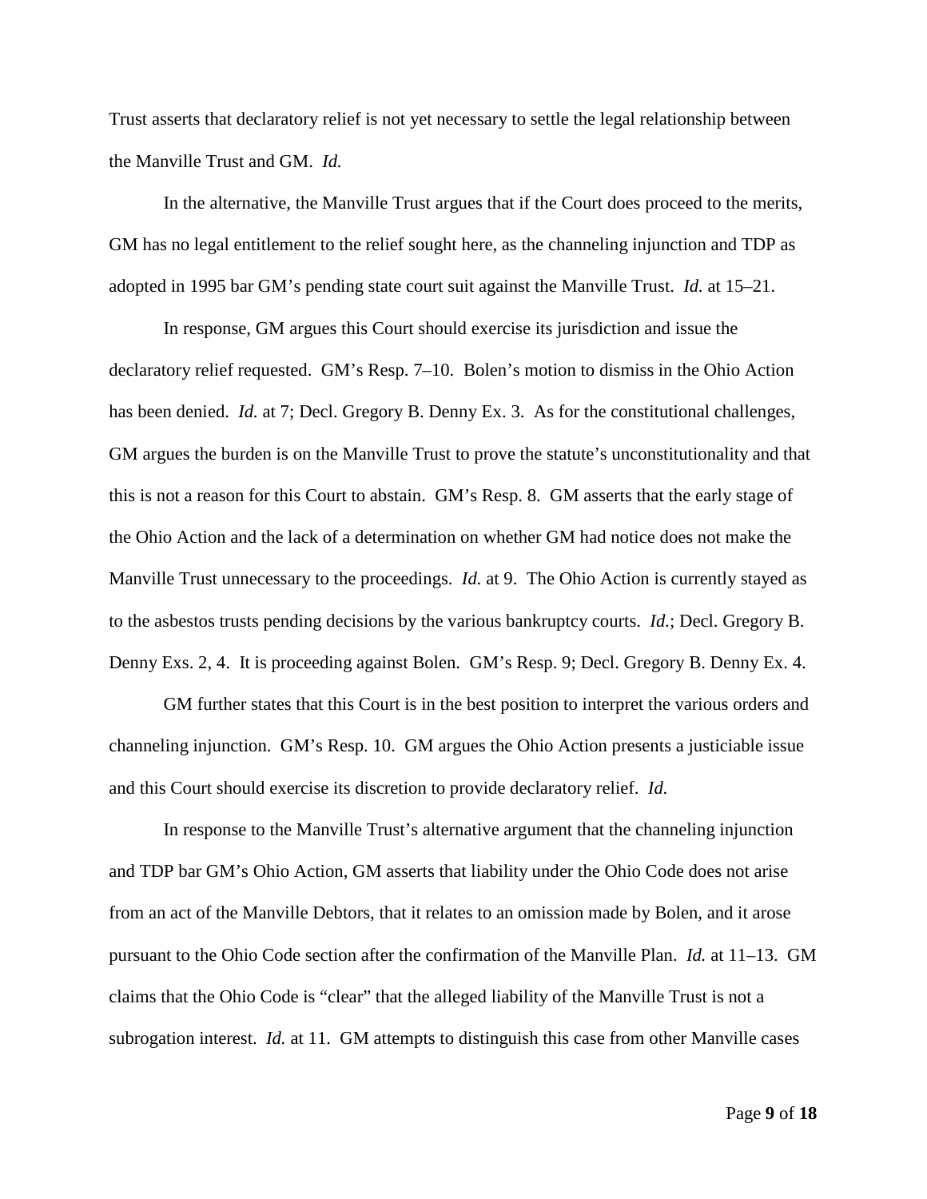Trust asserts that declaratory relief is not yet necessary to settle the legal relationship between the Manville Trust and GM. *Id.*

In the alternative, the Manville Trust argues that if the Court does proceed to the merits, GM has no legal entitlement to the relief sought here, as the channeling injunction and TDP as adopted in 1995 bar GM's pending state court suit against the Manville Trust. *Id.* at 15–21.

In response, GM argues this Court should exercise its jurisdiction and issue the declaratory relief requested. GM's Resp. 7–10. Bolen's motion to dismiss in the Ohio Action has been denied. *Id.* at 7; Decl. Gregory B. Denny Ex. 3. As for the constitutional challenges, GM argues the burden is on the Manville Trust to prove the statute's unconstitutionality and that this is not a reason for this Court to abstain. GM's Resp. 8. GM asserts that the early stage of the Ohio Action and the lack of a determination on whether GM had notice does not make the Manville Trust unnecessary to the proceedings. *Id.* at 9. The Ohio Action is currently stayed as to the asbestos trusts pending decisions by the various bankruptcy courts. *Id.*; Decl. Gregory B. Denny Exs. 2, 4. It is proceeding against Bolen. GM's Resp. 9; Decl. Gregory B. Denny Ex. 4.

GM further states that this Court is in the best position to interpret the various orders and channeling injunction. GM's Resp. 10. GM argues the Ohio Action presents a justiciable issue and this Court should exercise its discretion to provide declaratory relief. *Id.*

In response to the Manville Trust's alternative argument that the channeling injunction and TDP bar GM's Ohio Action, GM asserts that liability under the Ohio Code does not arise from an act of the Manville Debtors, that it relates to an omission made by Bolen, and it arose pursuant to the Ohio Code section after the confirmation of the Manville Plan. *Id.* at 11–13. GM claims that the Ohio Code is "clear" that the alleged liability of the Manville Trust is not a subrogation interest. *Id.* at 11. GM attempts to distinguish this case from other Manville cases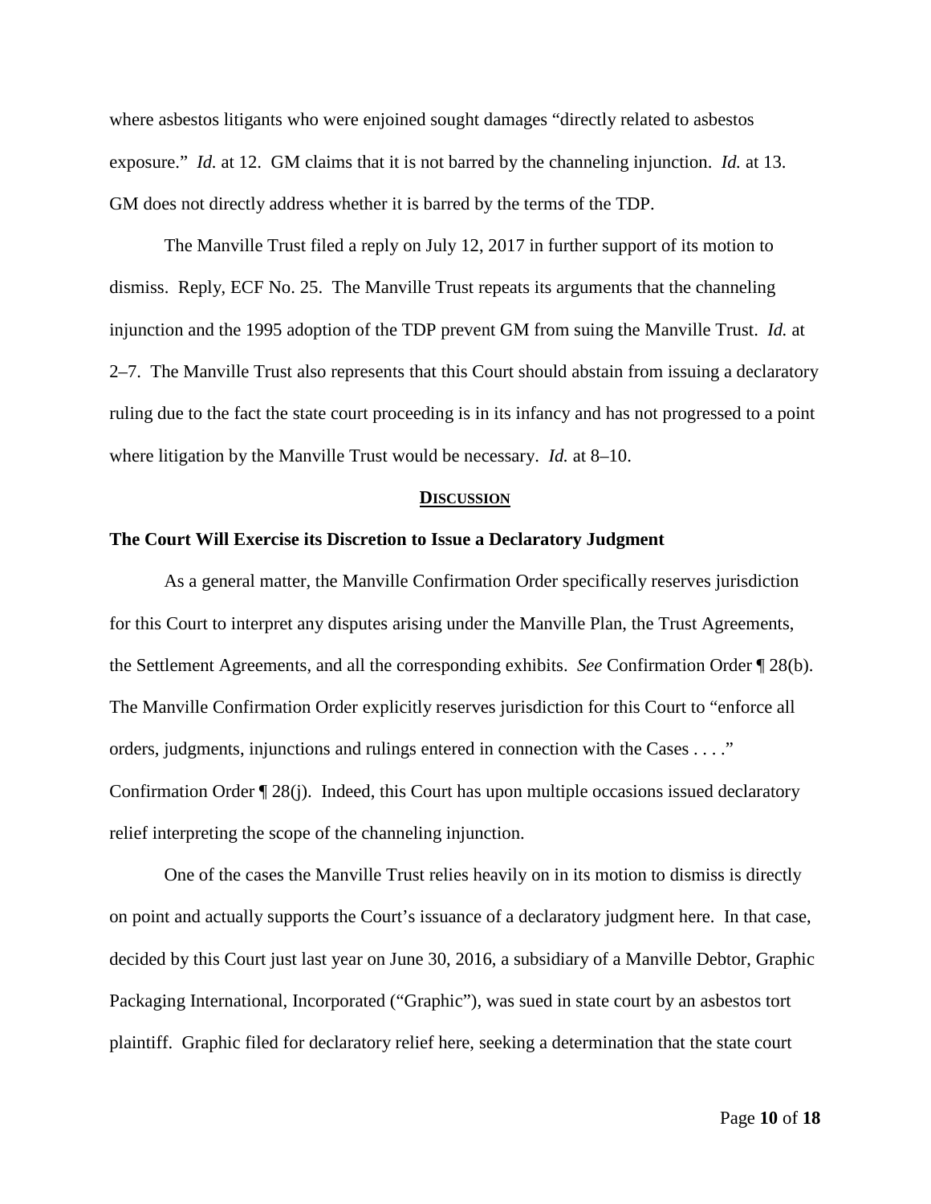where asbestos litigants who were enjoined sought damages "directly related to asbestos exposure." *Id.* at 12. GM claims that it is not barred by the channeling injunction. *Id.* at 13. GM does not directly address whether it is barred by the terms of the TDP.

The Manville Trust filed a reply on July 12, 2017 in further support of its motion to dismiss. Reply, ECF No. 25. The Manville Trust repeats its arguments that the channeling injunction and the 1995 adoption of the TDP prevent GM from suing the Manville Trust. *Id.* at 2–7. The Manville Trust also represents that this Court should abstain from issuing a declaratory ruling due to the fact the state court proceeding is in its infancy and has not progressed to a point where litigation by the Manville Trust would be necessary. *Id.* at 8–10.

## DISCUSSION

### The Court Will Exercise its Discretion to Issue a Declaratory Judgment

As a general matter, the Manville Confirmation Order specifically reserves jurisdiction for this Court to interpret any disputes arising under the Manville Plan, the Trust Agreements, the Settlement Agreements, and all the corresponding exhibits. *See* Confirmation Order ¶ 28(b). The Manville Confirmation Order explicitly reserves jurisdiction for this Court to "enforce all orders, judgments, injunctions and rulings entered in connection with the Cases . . . ." Confirmation Order ¶ 28(j). Indeed, this Court has upon multiple occasions issued declaratory relief interpreting the scope of the channeling injunction.

One of the cases the Manville Trust relies heavily on in its motion to dismiss is directly on point and actually supports the Court's issuance of a declaratory judgment here. In that case, decided by this Court just last year on June 30, 2016, a subsidiary of a Manville Debtor, Graphic Packaging International, Incorporated ("Graphic"), was sued in state court by an asbestos tort plaintiff. Graphic filed for declaratory relief here, seeking a determination that the state court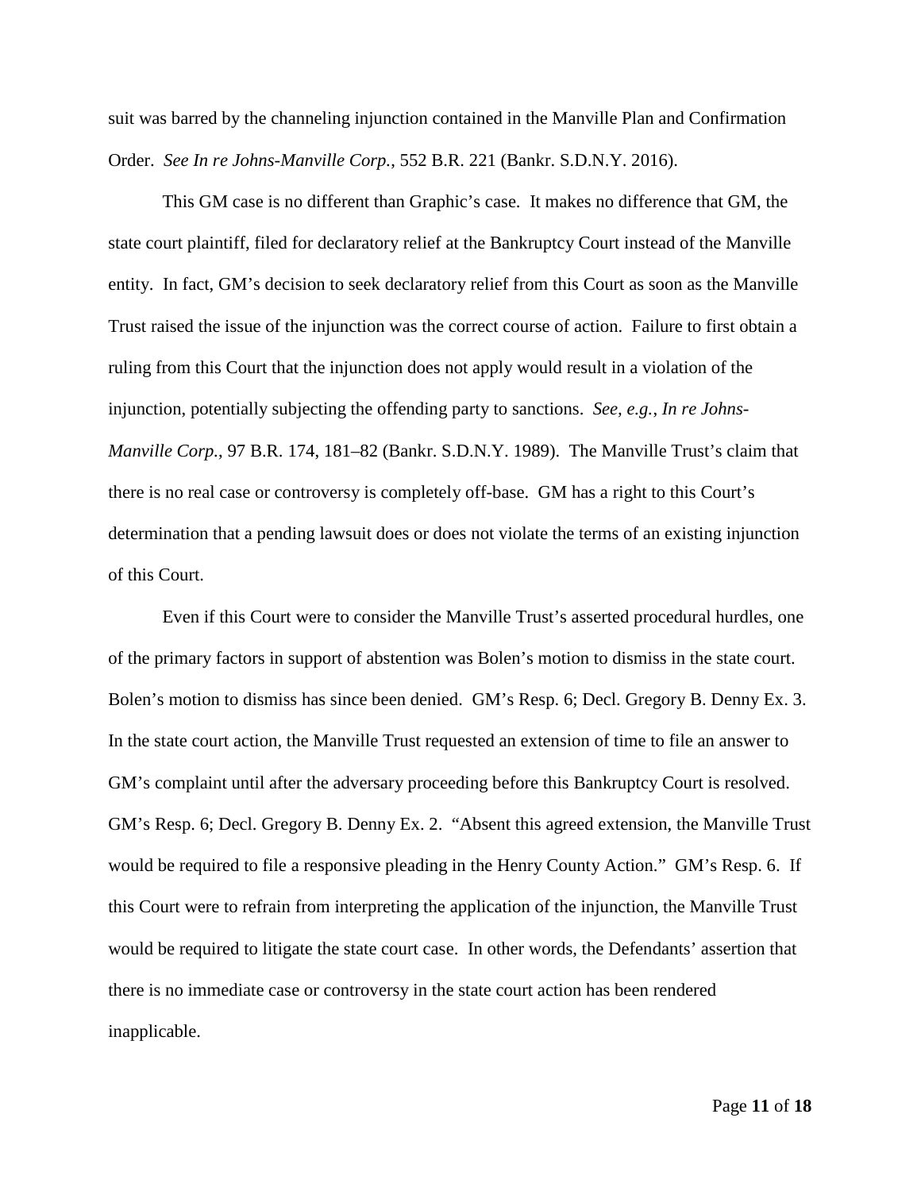suit was barred by the channeling injunction contained in the Manville Plan and Confirmation Order. *See In re Johns-Manville Corp.*, 552 B.R. 221 (Bankr. S.D.N.Y. 2016).

This GM case is no different than Graphic's case. It makes no difference that GM, the state court plaintiff, filed for declaratory relief at the Bankruptcy Court instead of the Manville entity. In fact, GM's decision to seek declaratory relief from this Court as soon as the Manville Trust raised the issue of the injunction was the correct course of action. Failure to first obtain a ruling from this Court that the injunction does not apply would result in a violation of the injunction, potentially subjecting the offending party to sanctions. *See, e.g.*, *In re Johns-Manville Corp.*, 97 B.R. 174, 181–82 (Bankr. S.D.N.Y. 1989). The Manville Trust's claim that there is no real case or controversy is completely off-base. GM has a right to this Court's determination that a pending lawsuit does or does not violate the terms of an existing injunction of this Court.

Even if this Court were to consider the Manville Trust's asserted procedural hurdles, one of the primary factors in support of abstention was Bolen's motion to dismiss in the state court. Bolen's motion to dismiss has since been denied. GM's Resp. 6; Decl. Gregory B. Denny Ex. 3. In the state court action, the Manville Trust requested an extension of time to file an answer to GM's complaint until after the adversary proceeding before this Bankruptcy Court is resolved. GM's Resp. 6; Decl. Gregory B. Denny Ex. 2. "Absent this agreed extension, the Manville Trust would be required to file a responsive pleading in the Henry County Action." GM's Resp. 6. If this Court were to refrain from interpreting the application of the injunction, the Manville Trust would be required to litigate the state court case. In other words, the Defendants' assertion that there is no immediate case or controversy in the state court action has been rendered inapplicable.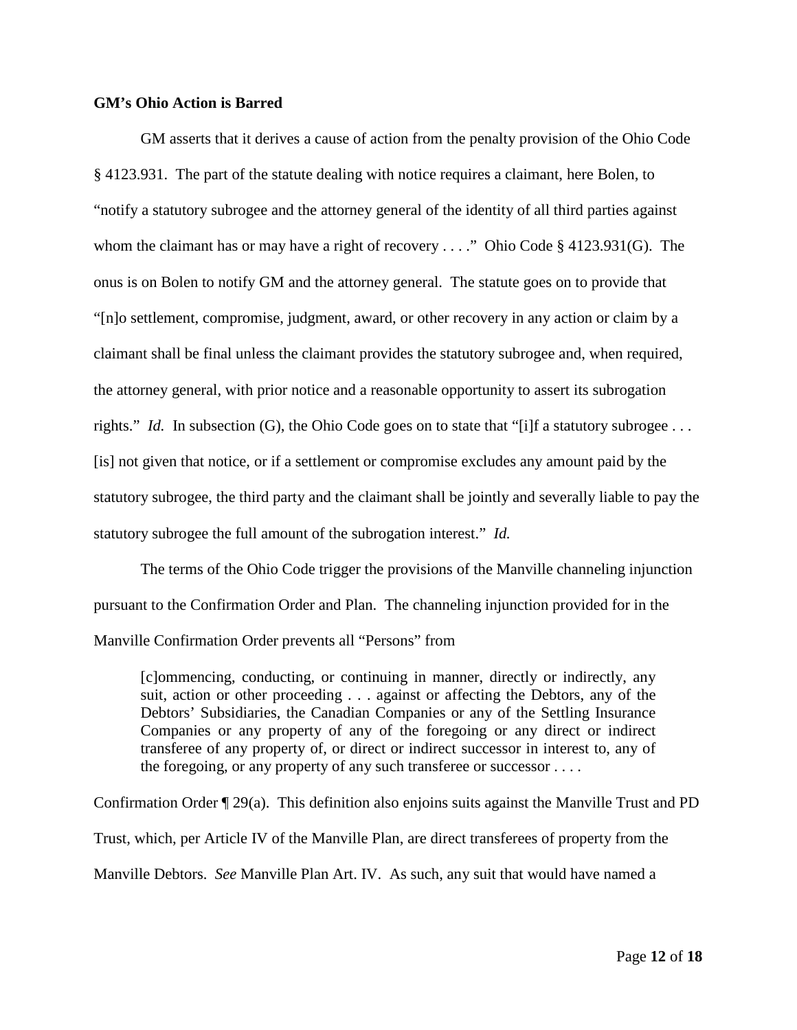**GM's Ohio Action is Barred**

GM asserts that it derives a cause of action from the penalty provision of the Ohio Code § 4123.931. The part of the statute dealing with notice requires a claimant, here Bolen, to "notify a statutory subrogee and the attorney general of the identity of all third parties against whom the claimant has or may have a right of recovery . . . ." Ohio Code § 4123.931(G). The onus is on Bolen to notify GM and the attorney general. The statute goes on to provide that "[n]o settlement, compromise, judgment, award, or other recovery in any action or claim by a claimant shall be final unless the claimant provides the statutory subrogee and, when required, the attorney general, with prior notice and a reasonable opportunity to assert its subrogation rights." *Id.* In subsection (G), the Ohio Code goes on to state that "[i]f a statutory subrogee . . . [is] not given that notice, or if a settlement or compromise excludes any amount paid by the statutory subrogee, the third party and the claimant shall be jointly and severally liable to pay the statutory subrogee the full amount of the subrogation interest." *Id.*

The terms of the Ohio Code trigger the provisions of the Manville channeling injunction pursuant to the Confirmation Order and Plan. The channeling injunction provided for in the Manville Confirmation Order prevents all "Persons" from

> [c]ommencing, conducting, or continuing in manner, directly or indirectly, any suit, action or other proceeding . . . against or affecting the Debtors, any of the Debtors' Subsidiaries, the Canadian Companies or any of the Settling Insurance Companies or any property of any of the foregoing or any direct or indirect transferee of any property of, or direct or indirect successor in interest to, any of the foregoing, or any property of any such transferee or successor . . . .

Confirmation Order ¶ 29(a). This definition also enjoins suits against the Manville Trust and PD Trust, which, per Article IV of the Manville Plan, are direct transferees of property from the Manville Debtors. *See* Manville Plan Art. IV. As such, any suit that would have named a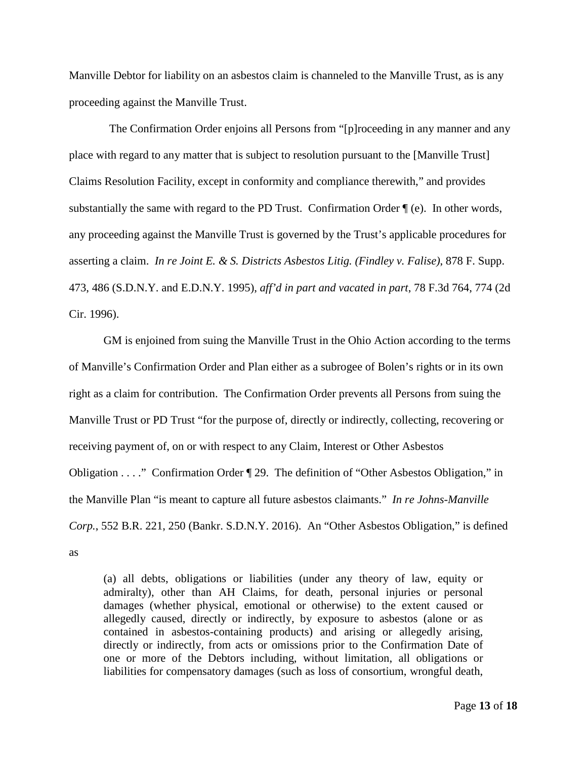Manville Debtor for liability on an asbestos claim is channeled to the Manville Trust, as is any proceeding against the Manville Trust.

The Confirmation Order enjoins all Persons from "[p]roceeding in any manner and any place with regard to any matter that is subject to resolution pursuant to the [Manville Trust] Claims Resolution Facility, except in conformity and compliance therewith," and provides substantially the same with regard to the PD Trust. Confirmation Order ¶ (e). In other words, any proceeding against the Manville Trust is governed by the Trust's applicable procedures for asserting a claim. *In re Joint E. & S. Districts Asbestos Litig. (Findley v. Falise)*, 878 F. Supp. 473, 486 (S.D.N.Y. and E.D.N.Y. 1995), *aff'd in part and vacated in part*, 78 F.3d 764, 774 (2d Cir. 1996).

GM is enjoined from suing the Manville Trust in the Ohio Action according to the terms of Manville's Confirmation Order and Plan either as a subrogee of Bolen's rights or in its own right as a claim for contribution. The Confirmation Order prevents all Persons from suing the Manville Trust or PD Trust "for the purpose of, directly or indirectly, collecting, recovering or receiving payment of, on or with respect to any Claim, Interest or Other Asbestos Obligation . . . ." Confirmation Order ¶ 29. The definition of "Other Asbestos Obligation," in the Manville Plan "is meant to capture all future asbestos claimants." *In re Johns-Manville Corp.*, 552 B.R. 221, 250 (Bankr. S.D.N.Y. 2016). An "Other Asbestos Obligation," is defined as

> (a) all debts, obligations or liabilities (under any theory of law, equity or admiralty), other than AH Claims, for death, personal injuries or personal damages (whether physical, emotional or otherwise) to the extent caused or allegedly caused, directly or indirectly, by exposure to asbestos (alone or as contained in asbestos-containing products) and arising or allegedly arising, directly or indirectly, from acts or omissions prior to the Confirmation Date of one or more of the Debtors including, without limitation, all obligations or liabilities for compensatory damages (such as loss of consortium, wrongful death,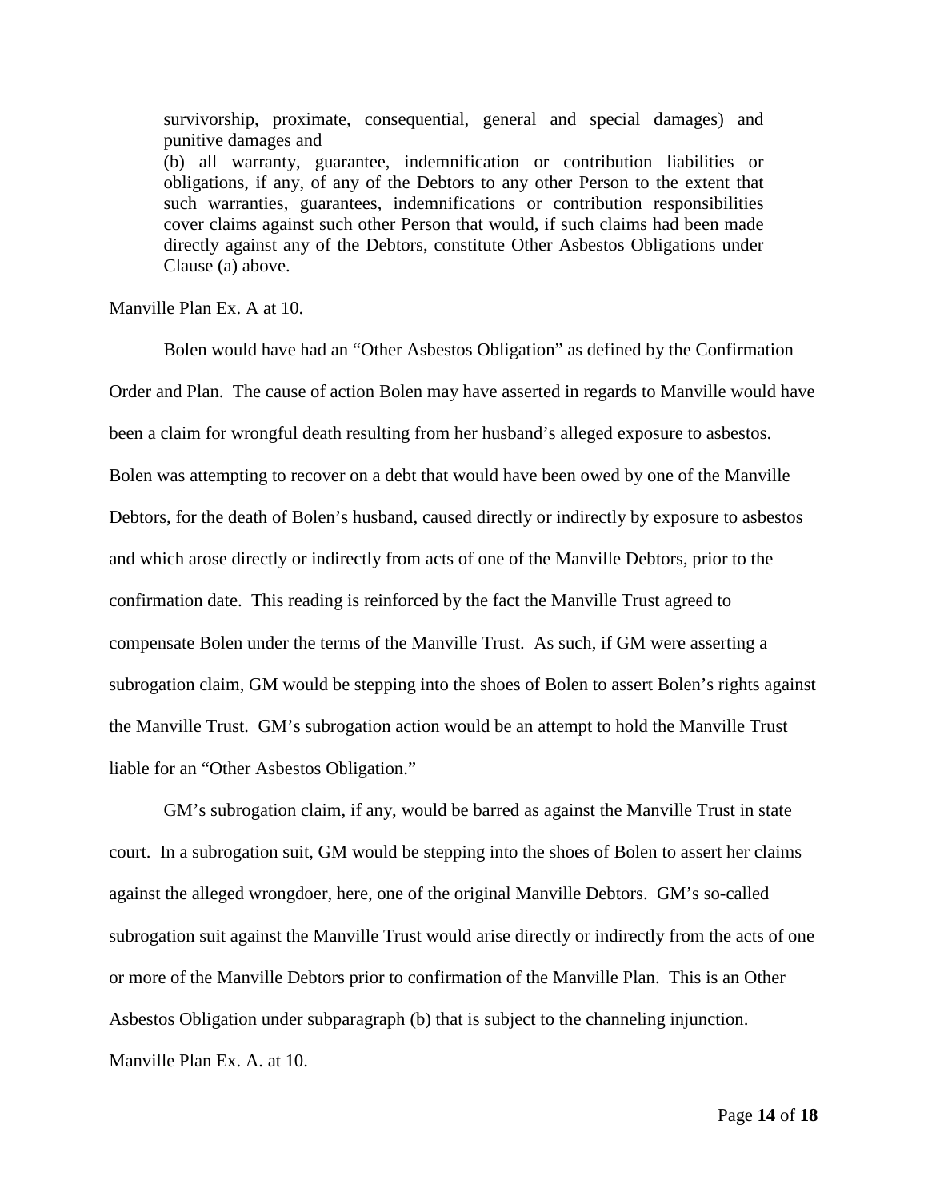> survivorship, proximate, consequential, general and special damages) and punitive damages and
> (b) all warranty, guarantee, indemnification or contribution liabilities or obligations, if any, of any of the Debtors to any other Person to the extent that such warranties, guarantees, indemnifications or contribution responsibilities cover claims against such other Person that would, if such claims had been made directly against any of the Debtors, constitute Other Asbestos Obligations under Clause (a) above.

Manville Plan Ex. A at 10.

Bolen would have had an "Other Asbestos Obligation" as defined by the Confirmation Order and Plan. The cause of action Bolen may have asserted in regards to Manville would have been a claim for wrongful death resulting from her husband's alleged exposure to asbestos. Bolen was attempting to recover on a debt that would have been owed by one of the Manville Debtors, for the death of Bolen's husband, caused directly or indirectly by exposure to asbestos and which arose directly or indirectly from acts of one of the Manville Debtors, prior to the confirmation date. This reading is reinforced by the fact the Manville Trust agreed to compensate Bolen under the terms of the Manville Trust. As such, if GM were asserting a subrogation claim, GM would be stepping into the shoes of Bolen to assert Bolen's rights against the Manville Trust. GM's subrogation action would be an attempt to hold the Manville Trust liable for an "Other Asbestos Obligation."

GM's subrogation claim, if any, would be barred as against the Manville Trust in state court. In a subrogation suit, GM would be stepping into the shoes of Bolen to assert her claims against the alleged wrongdoer, here, one of the original Manville Debtors. GM's so-called subrogation suit against the Manville Trust would arise directly or indirectly from the acts of one or more of the Manville Debtors prior to confirmation of the Manville Plan. This is an Other Asbestos Obligation under subparagraph (b) that is subject to the channeling injunction. Manville Plan Ex. A. at 10.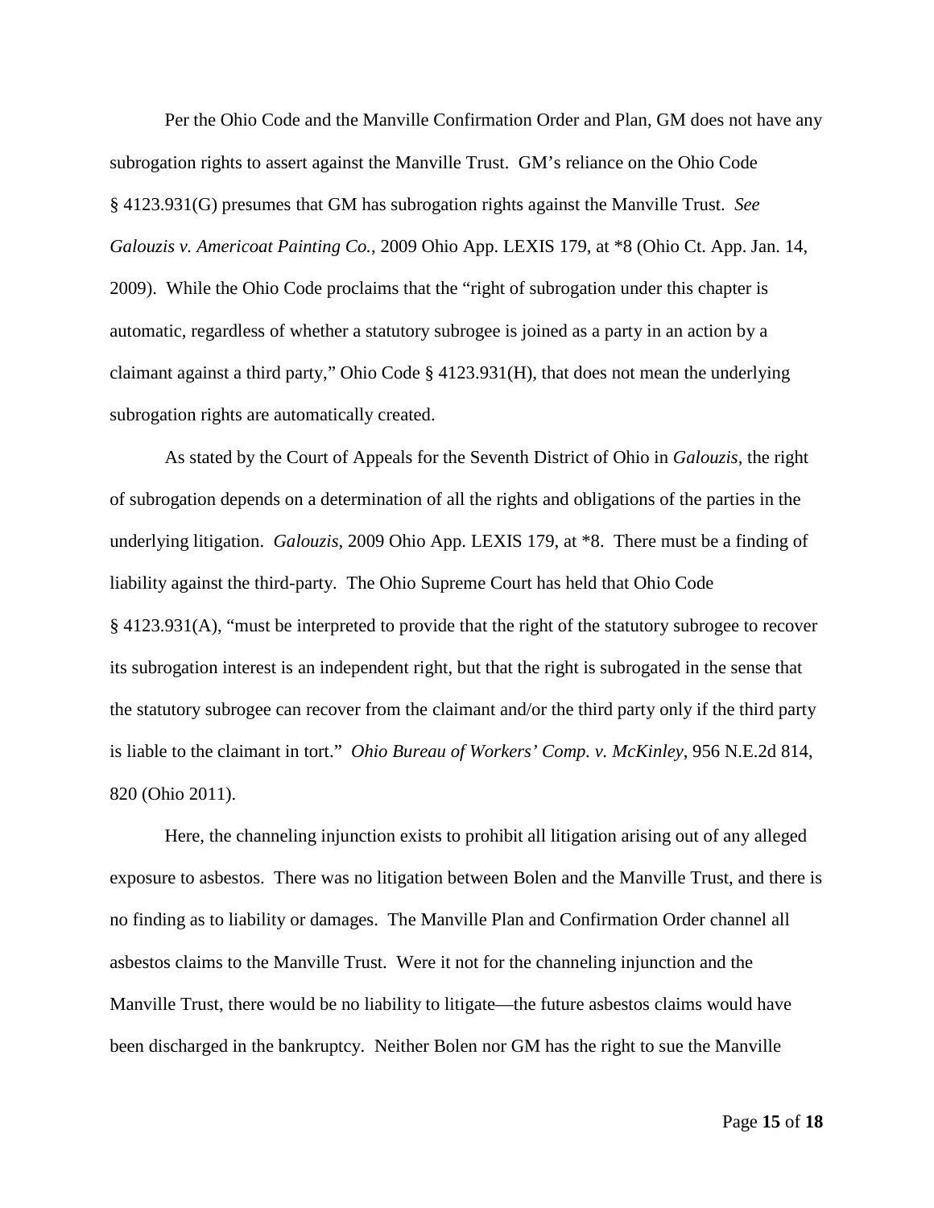Per the Ohio Code and the Manville Confirmation Order and Plan, GM does not have any subrogation rights to assert against the Manville Trust. GM's reliance on the Ohio Code § 4123.931(G) presumes that GM has subrogation rights against the Manville Trust. *See Galouzis v. Americoat Painting Co.*, 2009 Ohio App. LEXIS 179, at *8 (Ohio Ct. App. Jan. 14, 2009). While the Ohio Code proclaims that the "right of subrogation under this chapter is automatic, regardless of whether a statutory subrogee is joined as a party in an action by a claimant against a third party," Ohio Code § 4123.931(H), that does not mean the underlying subrogation rights are automatically created.

As stated by the Court of Appeals for the Seventh District of Ohio in *Galouzis*, the right of subrogation depends on a determination of all the rights and obligations of the parties in the underlying litigation. *Galouzis*, 2009 Ohio App. LEXIS 179, at *8. There must be a finding of liability against the third-party. The Ohio Supreme Court has held that Ohio Code § 4123.931(A), "must be interpreted to provide that the right of the statutory subrogee to recover its subrogation interest is an independent right, but that the right is subrogated in the sense that the statutory subrogee can recover from the claimant and/or the third party only if the third party is liable to the claimant in tort." *Ohio Bureau of Workers' Comp. v. McKinley*, 956 N.E.2d 814, 820 (Ohio 2011).

Here, the channeling injunction exists to prohibit all litigation arising out of any alleged exposure to asbestos. There was no litigation between Bolen and the Manville Trust, and there is no finding as to liability or damages. The Manville Plan and Confirmation Order channel all asbestos claims to the Manville Trust. Were it not for the channeling injunction and the Manville Trust, there would be no liability to litigate—the future asbestos claims would have been discharged in the bankruptcy. Neither Bolen nor GM has the right to sue the Manville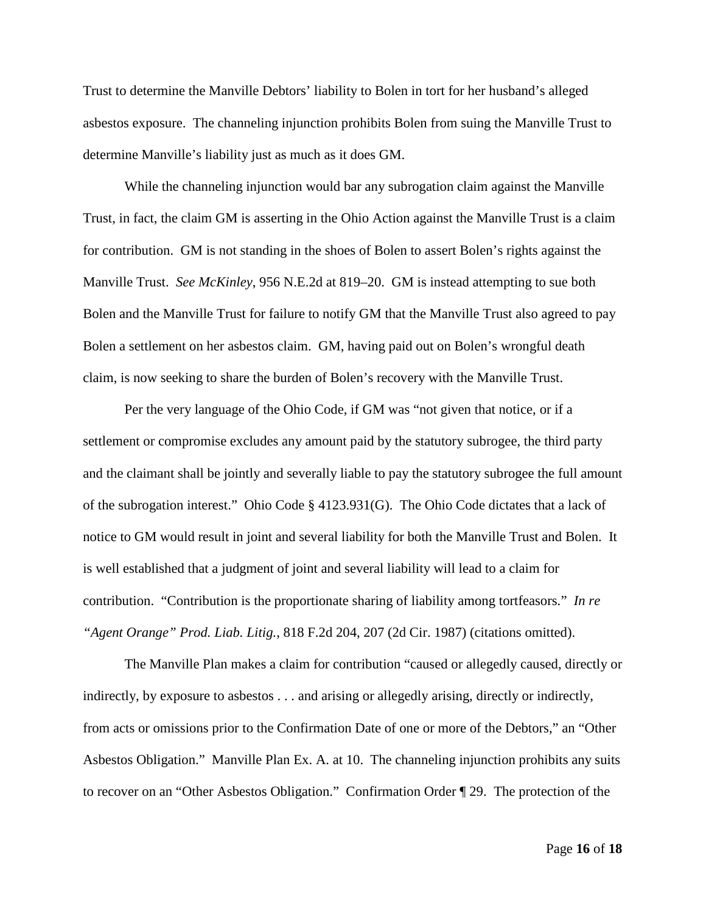Trust to determine the Manville Debtors' liability to Bolen in tort for her husband's alleged asbestos exposure. The channeling injunction prohibits Bolen from suing the Manville Trust to determine Manville's liability just as much as it does GM.

While the channeling injunction would bar any subrogation claim against the Manville Trust, in fact, the claim GM is asserting in the Ohio Action against the Manville Trust is a claim for contribution. GM is not standing in the shoes of Bolen to assert Bolen's rights against the Manville Trust. *See McKinley*, 956 N.E.2d at 819–20. GM is instead attempting to sue both Bolen and the Manville Trust for failure to notify GM that the Manville Trust also agreed to pay Bolen a settlement on her asbestos claim. GM, having paid out on Bolen's wrongful death claim, is now seeking to share the burden of Bolen's recovery with the Manville Trust.

Per the very language of the Ohio Code, if GM was "not given that notice, or if a settlement or compromise excludes any amount paid by the statutory subrogee, the third party and the claimant shall be jointly and severally liable to pay the statutory subrogee the full amount of the subrogation interest." Ohio Code § 4123.931(G). The Ohio Code dictates that a lack of notice to GM would result in joint and several liability for both the Manville Trust and Bolen. It is well established that a judgment of joint and several liability will lead to a claim for contribution. "Contribution is the proportionate sharing of liability among tortfeasors." *In re "Agent Orange" Prod. Liab. Litig.*, 818 F.2d 204, 207 (2d Cir. 1987) (citations omitted).

The Manville Plan makes a claim for contribution "caused or allegedly caused, directly or indirectly, by exposure to asbestos . . . and arising or allegedly arising, directly or indirectly, from acts or omissions prior to the Confirmation Date of one or more of the Debtors," an "Other Asbestos Obligation." Manville Plan Ex. A. at 10. The channeling injunction prohibits any suits to recover on an "Other Asbestos Obligation." Confirmation Order ¶ 29. The protection of the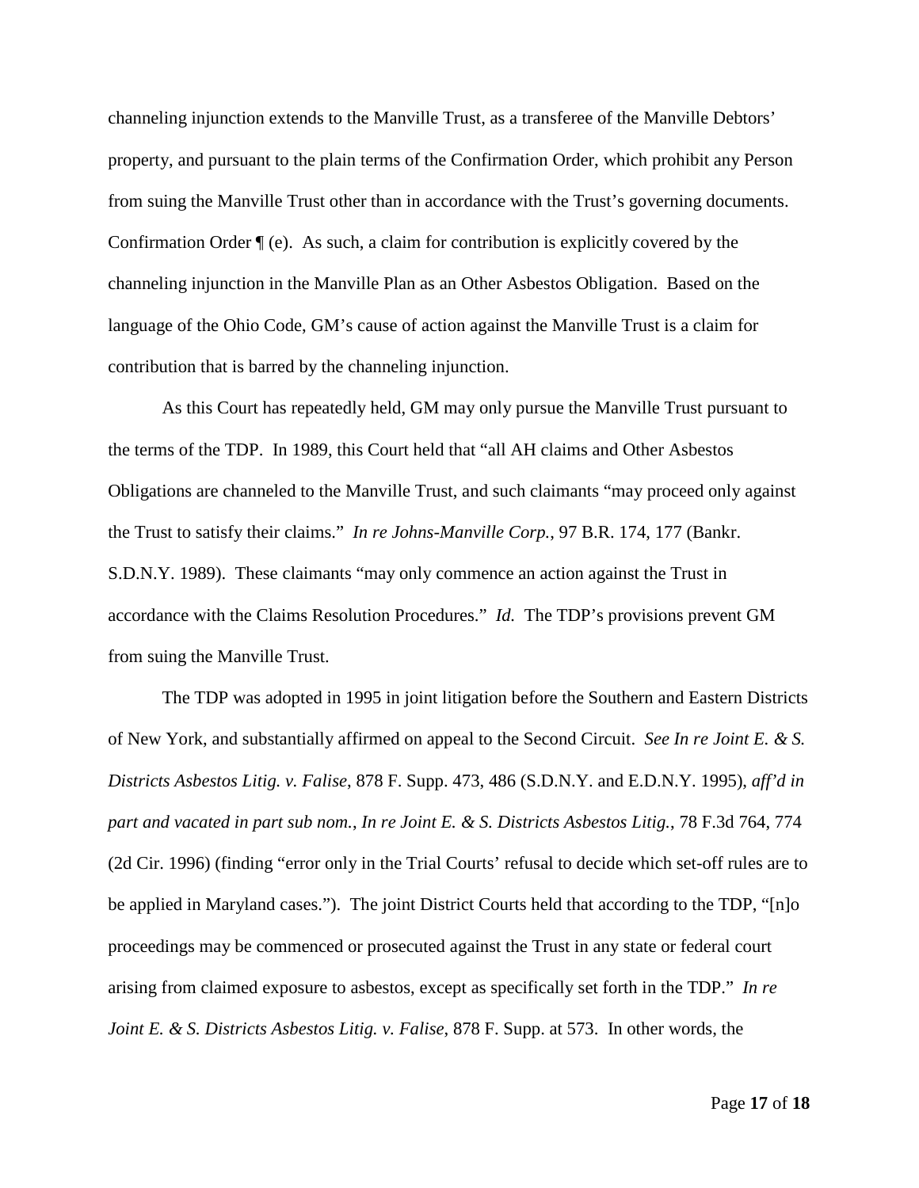channeling injunction extends to the Manville Trust, as a transferee of the Manville Debtors' property, and pursuant to the plain terms of the Confirmation Order, which prohibit any Person from suing the Manville Trust other than in accordance with the Trust's governing documents. Confirmation Order ¶ (e). As such, a claim for contribution is explicitly covered by the channeling injunction in the Manville Plan as an Other Asbestos Obligation. Based on the language of the Ohio Code, GM's cause of action against the Manville Trust is a claim for contribution that is barred by the channeling injunction.

As this Court has repeatedly held, GM may only pursue the Manville Trust pursuant to the terms of the TDP. In 1989, this Court held that "all AH claims and Other Asbestos Obligations are channeled to the Manville Trust, and such claimants "may proceed only against the Trust to satisfy their claims." *In re Johns-Manville Corp.*, 97 B.R. 174, 177 (Bankr. S.D.N.Y. 1989). These claimants "may only commence an action against the Trust in accordance with the Claims Resolution Procedures." *Id.* The TDP's provisions prevent GM from suing the Manville Trust.

The TDP was adopted in 1995 in joint litigation before the Southern and Eastern Districts of New York, and substantially affirmed on appeal to the Second Circuit. *See In re Joint E. & S. Districts Asbestos Litig. v. Falise*, 878 F. Supp. 473, 486 (S.D.N.Y. and E.D.N.Y. 1995), *aff'd in part and vacated in part sub nom.*, *In re Joint E. & S. Districts Asbestos Litig.*, 78 F.3d 764, 774 (2d Cir. 1996) (finding "error only in the Trial Courts' refusal to decide which set-off rules are to be applied in Maryland cases."). The joint District Courts held that according to the TDP, "[n]o proceedings may be commenced or prosecuted against the Trust in any state or federal court arising from claimed exposure to asbestos, except as specifically set forth in the TDP." *In re Joint E. & S. Districts Asbestos Litig. v. Falise*, 878 F. Supp. at 573. In other words, the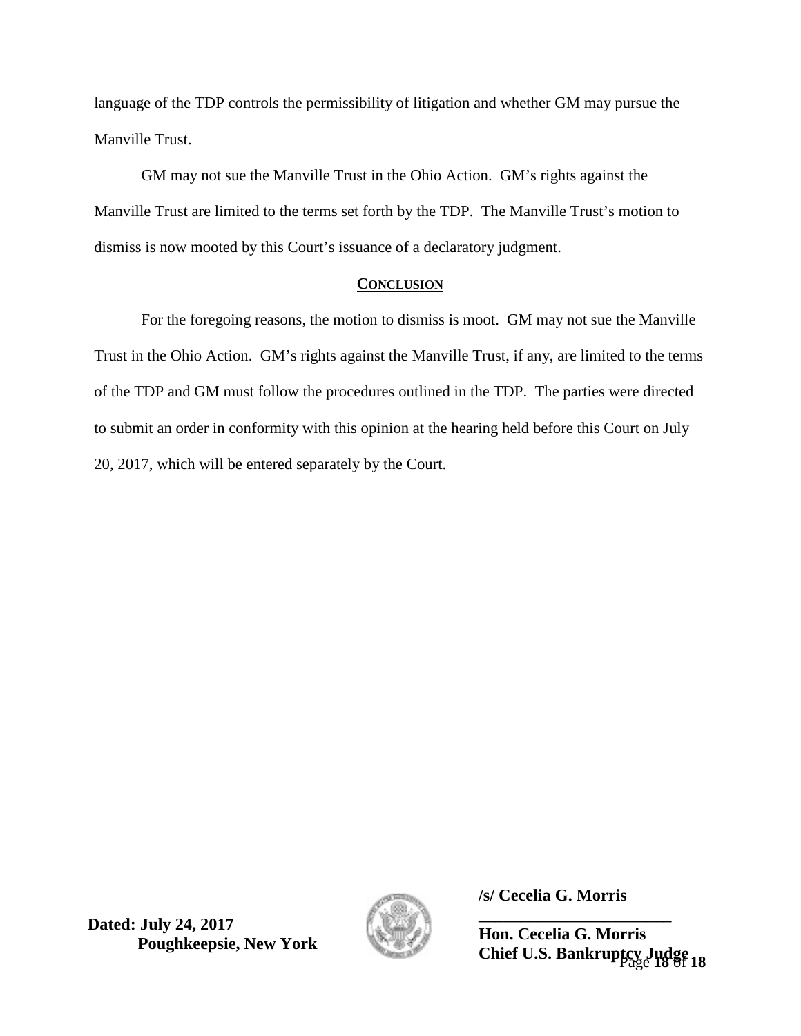language of the TDP controls the permissibility of litigation and whether GM may pursue the Manville Trust.

GM may not sue the Manville Trust in the Ohio Action. GM's rights against the Manville Trust are limited to the terms set forth by the TDP. The Manville Trust's motion to dismiss is now mooted by this Court's issuance of a declaratory judgment.

## CONCLUSION

For the foregoing reasons, the motion to dismiss is moot. GM may not sue the Manville Trust in the Ohio Action. GM's rights against the Manville Trust, if any, are limited to the terms of the TDP and GM must follow the procedures outlined in the TDP. The parties were directed to submit an order in conformity with this opinion at the hearing held before this Court on July 20, 2017, which will be entered separately by the Court.

**Dated: July 24, 2017**
**Poughkeepsie, New York**

**/s/ Cecelia G. Morris**
**_______________________**
**Hon. Cecelia G. Morris**
**Chief U.S. Bankruptcy Judge**